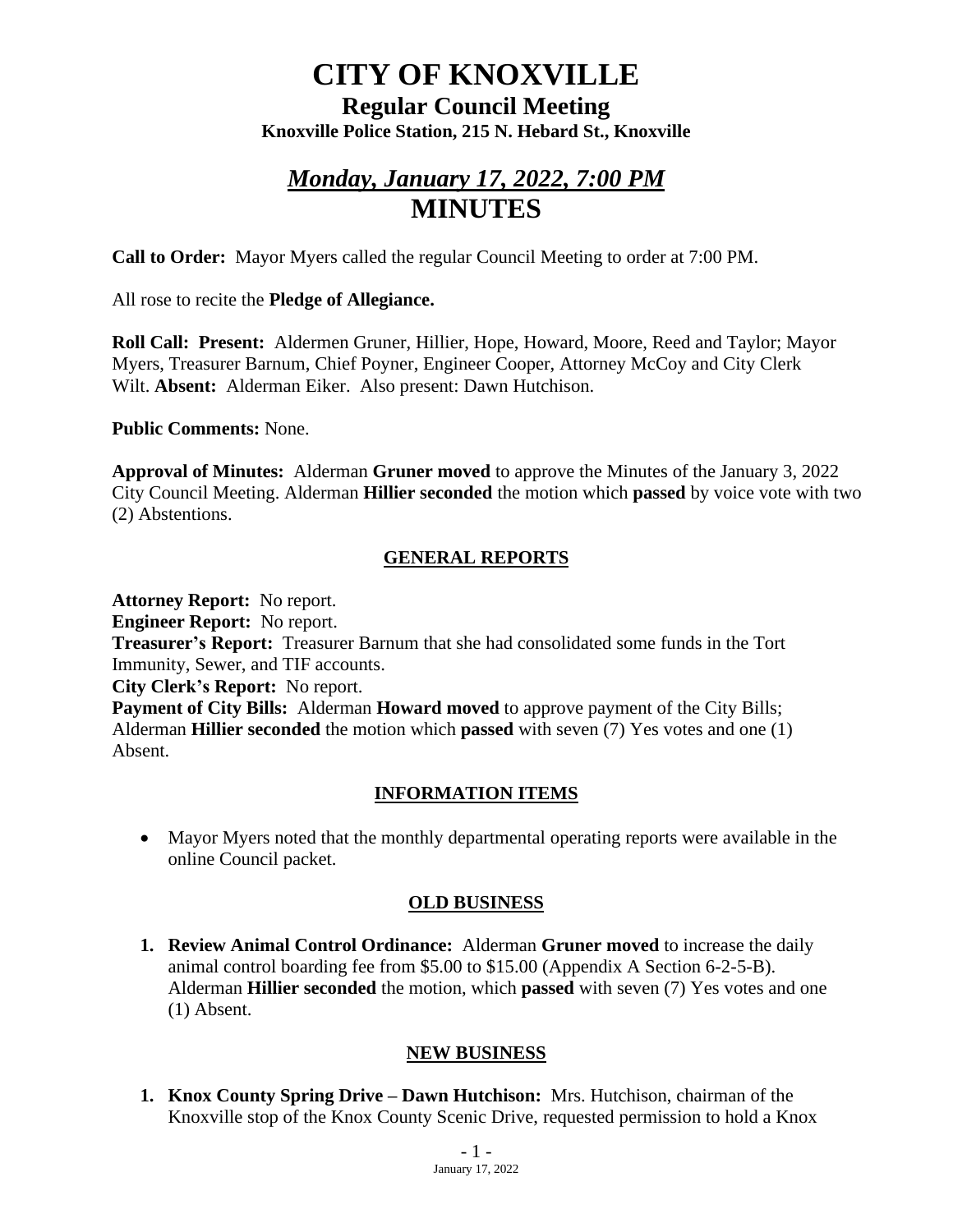# CITY OF KNOXVILLE

## Regular Council Meeting

**Knoxville Police Station, 215 N. Hebard St., Knoxville**

## *Monday, January 17, 2022, 7:00 PM*

# MINUTES

**Call to Order:** Mayor Myers called the regular Council Meeting to order at 7:00 PM.

All rose to recite the **Pledge of Allegiance.**

**Roll Call: Present:** Aldermen Gruner, Hillier, Hope, Howard, Moore, Reed and Taylor; Mayor Myers, Treasurer Barnum, Chief Poyner, Engineer Cooper, Attorney McCoy and City Clerk Wilt. **Absent:** Alderman Eiker. Also present: Dawn Hutchison.

**Public Comments:** None.

**Approval of Minutes:** Alderman **Gruner moved** to approve the Minutes of the January 3, 2022 City Council Meeting. Alderman **Hillier seconded** the motion which **passed** by voice vote with two (2) Abstentions.

### GENERAL REPORTS

**Attorney Report:** No report.
**Engineer Report:** No report.
**Treasurer's Report:** Treasurer Barnum that she had consolidated some funds in the Tort Immunity, Sewer, and TIF accounts.
**City Clerk's Report:** No report.
**Payment of City Bills:** Alderman **Howard moved** to approve payment of the City Bills; Alderman **Hillier seconded** the motion which **passed** with seven (7) Yes votes and one (1) Absent.

### INFORMATION ITEMS

- Mayor Myers noted that the monthly departmental operating reports were available in the online Council packet.

### OLD BUSINESS

1. **Review Animal Control Ordinance:** Alderman **Gruner moved** to increase the daily animal control boarding fee from $5.00 to $15.00 (Appendix A Section 6-2-5-B). Alderman **Hillier seconded** the motion, which **passed** with seven (7) Yes votes and one (1) Absent.

### NEW BUSINESS

1. **Knox County Spring Drive – Dawn Hutchison:** Mrs. Hutchison, chairman of the Knoxville stop of the Knox County Scenic Drive, requested permission to hold a Knox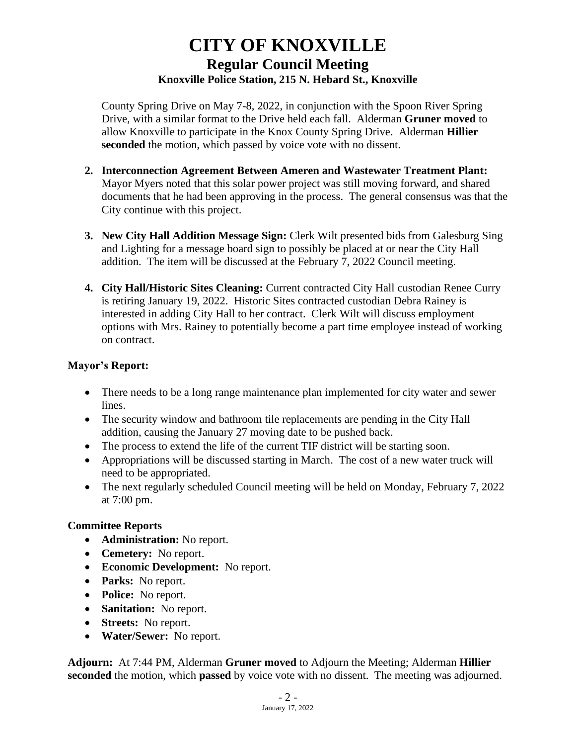County Spring Drive on May 7-8, 2022, in conjunction with the Spoon River Spring Drive, with a similar format to the Drive held each fall. Alderman **Gruner moved** to allow Knoxville to participate in the Knox County Spring Drive. Alderman **Hillier seconded** the motion, which passed by voice vote with no dissent.

2. **Interconnection Agreement Between Ameren and Wastewater Treatment Plant:** Mayor Myers noted that this solar power project was still moving forward, and shared documents that he had been approving in the process. The general consensus was that the City continue with this project.

3. **New City Hall Addition Message Sign:** Clerk Wilt presented bids from Galesburg Sing and Lighting for a message board sign to possibly be placed at or near the City Hall addition. The item will be discussed at the February 7, 2022 Council meeting.

4. **City Hall/Historic Sites Cleaning:** Current contracted City Hall custodian Renee Curry is retiring January 19, 2022. Historic Sites contracted custodian Debra Rainey is interested in adding City Hall to her contract. Clerk Wilt will discuss employment options with Mrs. Rainey to potentially become a part time employee instead of working on contract.

**Mayor's Report:**

- There needs to be a long range maintenance plan implemented for city water and sewer lines.
- The security window and bathroom tile replacements are pending in the City Hall addition, causing the January 27 moving date to be pushed back.
- The process to extend the life of the current TIF district will be starting soon.
- Appropriations will be discussed starting in March. The cost of a new water truck will need to be appropriated.
- The next regularly scheduled Council meeting will be held on Monday, February 7, 2022 at 7:00 pm.

**Committee Reports**

- **Administration:** No report.
- **Cemetery:** No report.
- **Economic Development:** No report.
- **Parks:** No report.
- **Police:** No report.
- **Sanitation:** No report.
- **Streets:** No report.
- **Water/Sewer:** No report.

**Adjourn:** At 7:44 PM, Alderman **Gruner moved** to Adjourn the Meeting; Alderman **Hillier seconded** the motion, which **passed** by voice vote with no dissent. The meeting was adjourned.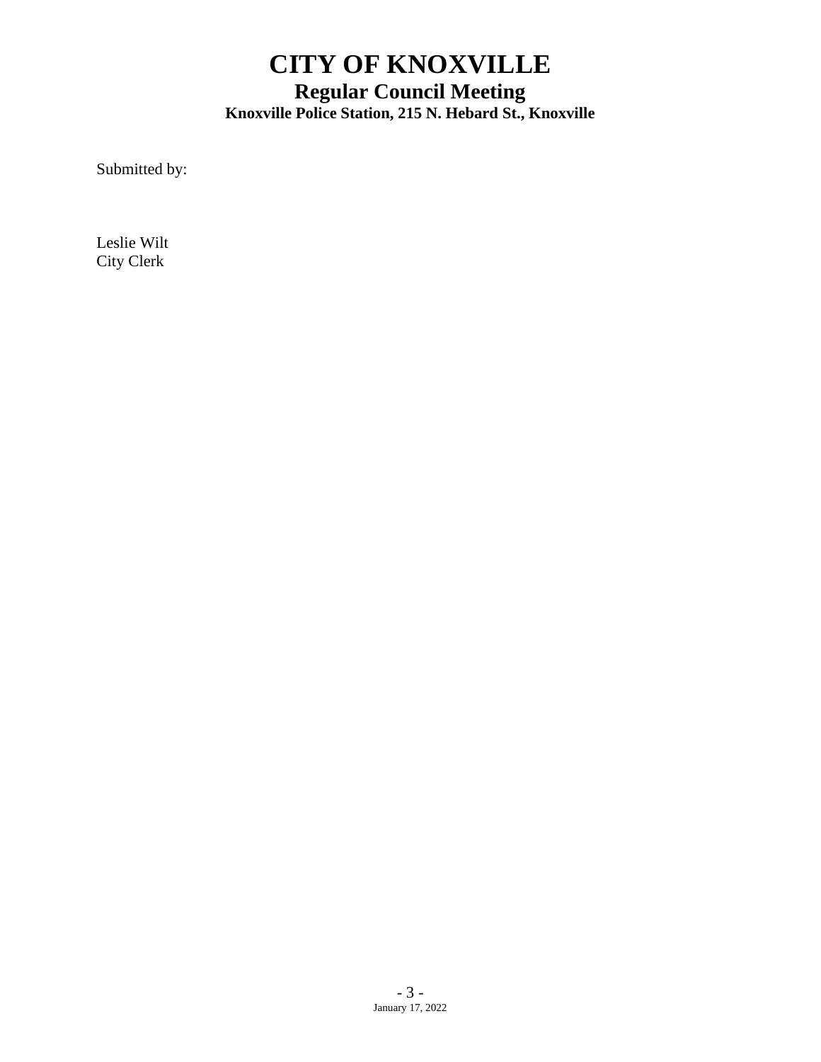# CITY OF KNOXVILLE

## Regular Council Meeting

### Knoxville Police Station, 215 N. Hebard St., Knoxville

Submitted by:

Leslie Wilt
City Clerk